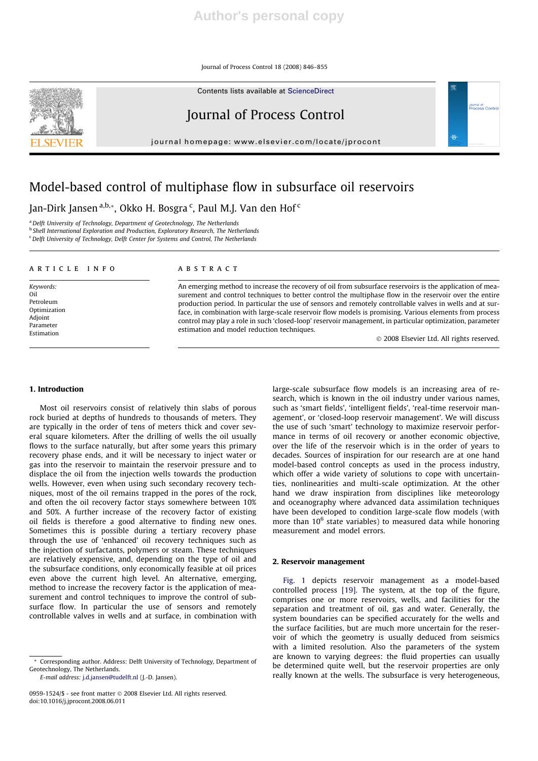# Model-based control of multiphase flow in subsurface oil reservoirs

Jan-Dirk Jansen [a,b,*], Okko H. Bosgra [c], Paul M.J. Van den Hof [c]

[a] Delft University of Technology, Department of Geotechnology, The Netherlands
[b] Shell International Exploration and Production, Exploratory Research, The Netherlands
[c] Delft University of Technology, Delft Center for Systems and Control, The Netherlands

## ARTICLE INFO

*Keywords:*
Oil
Petroleum
Optimization
Adjoint
Parameter
Estimation

## ABSTRACT

An emerging method to increase the recovery of oil from subsurface reservoirs is the application of measurement and control techniques to better control the multiphase flow in the reservoir over the entire production period. In particular the use of sensors and remotely controllable valves in wells and at surface, in combination with large-scale reservoir flow models is promising. Various elements from process control may play a role in such 'closed-loop' reservoir management, in particular optimization, parameter estimation and model reduction techniques.

© 2008 Elsevier Ltd. All rights reserved.

## 1. Introduction

Most oil reservoirs consist of relatively thin slabs of porous rock buried at depths of hundreds to thousands of meters. They are typically in the order of tens of meters thick and cover several square kilometers. After the drilling of wells the oil usually flows to the surface naturally, but after some years this primary recovery phase ends, and it will be necessary to inject water or gas into the reservoir to maintain the reservoir pressure and to displace the oil from the injection wells towards the production wells. However, even when using such secondary recovery techniques, most of the oil remains trapped in the pores of the rock, and often the oil recovery factor stays somewhere between 10% and 50%. A further increase of the recovery factor of existing oil fields is therefore a good alternative to finding new ones. Sometimes this is possible during a tertiary recovery phase through the use of 'enhanced' oil recovery techniques such as the injection of surfactants, polymers or steam. These techniques are relatively expensive, and, depending on the type of oil and the subsurface conditions, only economically feasible at oil prices even above the current high level. An alternative, emerging, method to increase the recovery factor is the application of measurement and control techniques to improve the control of subsurface flow. In particular the use of sensors and remotely controllable valves in wells and at surface, in combination with large-scale subsurface flow models is an increasing area of research, which is known in the oil industry under various names, such as 'smart fields', 'intelligent fields', 'real-time reservoir management', or 'closed-loop reservoir management'. We will discuss the use of such 'smart' technology to maximize reservoir performance in terms of oil recovery or another economic objective, over the life of the reservoir which is in the order of years to decades. Sources of inspiration for our research are at one hand model-based control concepts as used in the process industry, which offer a wide variety of solutions to cope with uncertainties, nonlinearities and multi-scale optimization. At the other hand we draw inspiration from disciplines like meteorology and oceanography where advanced data assimilation techniques have been developed to condition large-scale flow models (with more than $10^6$ state variables) to measured data while honoring measurement and model errors.

## 2. Reservoir management

Fig. 1 depicts reservoir management as a model-based controlled process [19]. The system, at the top of the figure, comprises one or more reservoirs, wells, and facilities for the separation and treatment of oil, gas and water. Generally, the system boundaries can be specified accurately for the wells and the surface facilities, but are much more uncertain for the reservoir of which the geometry is usually deduced from seismics with a limited resolution. Also the parameters of the system are known to varying degrees: the fluid properties can usually be determined quite well, but the reservoir properties are only really known at the wells. The subsurface is very heterogeneous,

---

\* Corresponding author. Address: Delft University of Technology, Department of Geotechnology, The Netherlands.
E-mail address: j.d.jansen@tudelft.nl (J.-D. Jansen).

0959-1524/$ - see front matter © 2008 Elsevier Ltd. All rights reserved.
doi:10.1016/j.jprocont.2008.06.011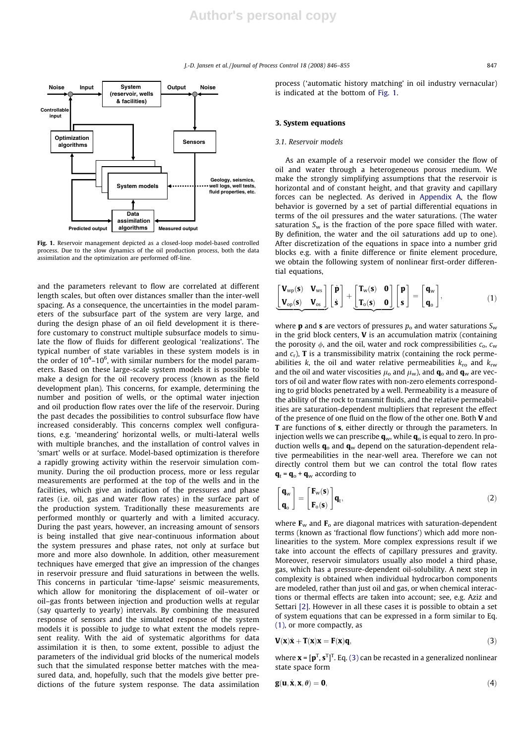Noise
Input
System (reservoir, wells & facilities)
Output
Noise
Controllable input
Optimization algorithms
Sensors
System models
Geology, seismics, well logs, well tests, fluid properties, etc.
Data assimilation algorithms
Predicted output
Measured output

**Fig. 1.** Reservoir management depicted as a closed-loop model-based controlled process. Due to the slow dynamics of the oil production process, both the data assimilation and the optimization are performed off-line.

and the parameters relevant to flow are correlated at different length scales, but often over distances smaller than the inter-well spacing. As a consequence, the uncertainties in the model parameters of the subsurface part of the system are very large, and during the design phase of an oil field development it is therefore customary to construct multiple subsurface models to simulate the flow of fluids for different geological 'realizations'. The typical number of state variables in these system models is in the order of $10^4$–$10^6$, with similar numbers for the model parameters. Based on these large-scale system models it is possible to make a design for the oil recovery process (known as the field development plan). This concerns, for example, determining the number and position of wells, or the optimal water injection and oil production flow rates over the life of the reservoir. During the past decades the possibilities to control subsurface flow have increased considerably. This concerns complex well configurations, e.g. 'meandering' horizontal wells, or multi-lateral wells with multiple branches, and the installation of control valves in 'smart' wells or at surface. Model-based optimization is therefore a rapidly growing activity within the reservoir simulation community. During the oil production process, more or less regular measurements are performed at the top of the wells and in the facilities, which give an indication of the pressures and phase rates (i.e. oil, gas and water flow rates) in the surface part of the production system. Traditionally these measurements are performed monthly or quarterly and with a limited accuracy. During the past years, however, an increasing amount of sensors is being installed that give near-continuous information about the system pressures and phase rates, not only at surface but more and more also downhole. In addition, other measurement techniques have emerged that give an impression of the changes in reservoir pressure and fluid saturations in between the wells. This concerns in particular 'time-lapse' seismic measurements, which allow for monitoring the displacement of oil–water or oil–gas fronts between injection and production wells at regular (say quarterly to yearly) intervals. By combining the measured response of sensors and the simulated response of the system models it is possible to judge to what extent the models represent reality. With the aid of systematic algorithms for data assimilation it is then, to some extent, possible to adjust the parameters of the individual grid blocks of the numerical models such that the simulated response better matches with the measured data, and, hopefully, such that the models give better predictions of the future system response. The data assimilation process ('automatic history matching' in oil industry vernacular) is indicated at the bottom of Fig. 1.

## 3. System equations

### 3.1. Reservoir models

As an example of a reservoir model we consider the flow of oil and water through a heterogeneous porous medium. We make the strongly simplifying assumptions that the reservoir is horizontal and of constant height, and that gravity and capillary forces can be neglected. As derived in Appendix A, the flow behavior is governed by a set of partial differential equations in terms of the oil pressures and the water saturations. (The water saturation $S_w$ is the fraction of the pore space filled with water. By definition, the water and the oil saturations add up to one). After discretization of the equations in space into a number grid blocks e.g. with a finite difference or finite element procedure, we obtain the following system of nonlinear first-order differential equations,

$$\underbrace{\begin{bmatrix} \mathbf{V}_{wp}(\mathbf{s}) & \mathbf{V}_{ws} \\ \mathbf{V}_{op}(\mathbf{s}) & \mathbf{V}_{os} \end{bmatrix}}\begin{bmatrix} \dot{\mathbf{p}} \\ \dot{\mathbf{s}} \end{bmatrix} + \underbrace{\begin{bmatrix} \mathbf{T}_{w}(\mathbf{s}) & \mathbf{0} \\ \mathbf{T}_{o}(\mathbf{s}) & \mathbf{0} \end{bmatrix}}\begin{bmatrix} \mathbf{p} \\ \mathbf{s} \end{bmatrix} = \begin{bmatrix} \mathbf{q}_w \\ \mathbf{q}_o \end{bmatrix}, \tag{1}$$

where $\mathbf{p}$ and $\mathbf{s}$ are vectors of pressures $p_o$ and water saturations $S_w$ in the grid block centers, $\mathbf{V}$ is an accumulation matrix (containing the porosity $\phi$, and the oil, water and rock compressibilities $c_o$, $c_w$ and $c_r$), $\mathbf{T}$ is a transmissibility matrix (containing the rock permeabilities $k$, the oil and water relative permeabilities $k_{ro}$ and $k_{rw}$ and the oil and water viscosities $\mu_o$ and $\mu_w$), and $\mathbf{q}_o$ and $\mathbf{q}_w$ are vectors of oil and water flow rates with non-zero elements corresponding to grid blocks penetrated by a well. Permeability is a measure of the ability of the rock to transmit fluids, and the relative permeabilities are saturation-dependent multipliers that represent the effect of the presence of one fluid on the flow of the other one. Both $\mathbf{V}$ and $\mathbf{T}$ are functions of $\mathbf{s}$, either directly or through the parameters. In injection wells we can prescribe $\mathbf{q}_w$, while $\mathbf{q}_o$ is equal to zero. In production wells $\mathbf{q}_o$ and $\mathbf{q}_w$ depend on the saturation-dependent relative permeabilities in the near-well area. Therefore we can not directly control them but we can control the total flow rates $\mathbf{q}_t = \mathbf{q}_o + \mathbf{q}_w$ according to

$$\begin{bmatrix} \mathbf{q}_w \\ \mathbf{q}_o \end{bmatrix} = \begin{bmatrix} \mathbf{F}_w(\mathbf{s}) \\ \mathbf{F}_o(\mathbf{s}) \end{bmatrix}\mathbf{q}_t, \tag{2}$$

where $\mathbf{F}_w$ and $\mathbf{F}_o$ are diagonal matrices with saturation-dependent terms (known as 'fractional flow functions') which add more nonlinearities to the system. More complex expressions result if we take into account the effects of capillary pressures and gravity. Moreover, reservoir simulators usually also model a third phase, gas, which has a pressure-dependent oil-solubility. A next step in complexity is obtained when individual hydrocarbon components are modeled, rather than just oil and gas, or when chemical interactions or thermal effects are taken into account; see, e.g. Aziz and Settari [2]. However in all these cases it is possible to obtain a set of system equations that can be expressed in a form similar to Eq. (1), or more compactly, as

$$\mathbf{V}(\mathbf{x})\dot{\mathbf{x}} + \mathbf{T}(\mathbf{x})\mathbf{x} = \mathbf{F}(\mathbf{x})\mathbf{q}, \tag{3}$$

where $\mathbf{x} = [\mathbf{p}^T, \mathbf{s}^T]^T$. Eq. (3) can be recasted in a generalized nonlinear state space form

$$\mathbf{g}(\mathbf{u}, \dot{\mathbf{x}}, \mathbf{x}, \theta) = \mathbf{0}, \tag{4}$$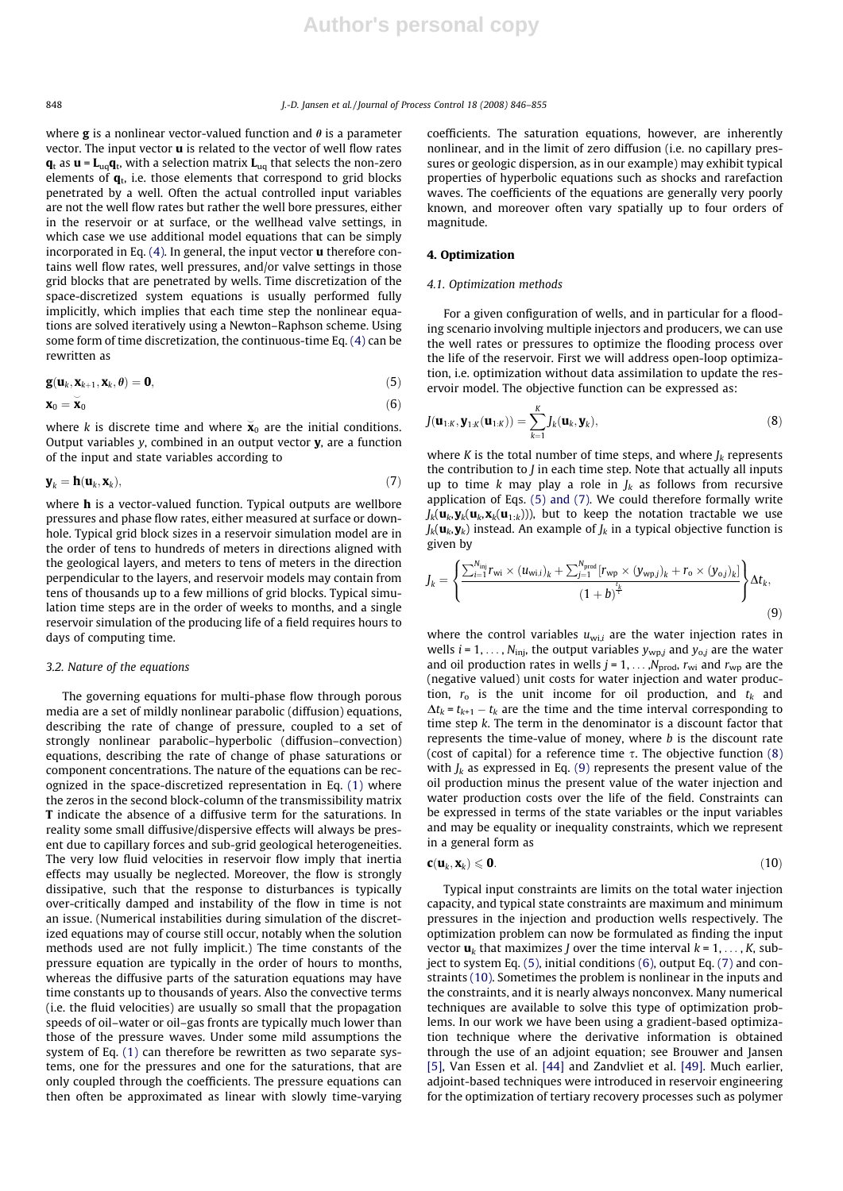where $\mathbf{g}$ is a nonlinear vector-valued function and $\theta$ is a parameter vector. The input vector $\mathbf{u}$ is related to the vector of well flow rates $\mathbf{q}_t$ as $\mathbf{u} = \mathbf{L}_{uq}\mathbf{q}_t$, with a selection matrix $\mathbf{L}_{uq}$ that selects the non-zero elements of $\mathbf{q}_t$, i.e. those elements that correspond to grid blocks penetrated by a well. Often the actual controlled input variables are not the well flow rates but rather the well bore pressures, either in the reservoir or at surface, or the wellhead valve settings, in which case we use additional model equations that can be simply incorporated in Eq. (4). In general, the input vector $\mathbf{u}$ therefore contains well flow rates, well pressures, and/or valve settings in those grid blocks that are penetrated by wells. Time discretization of the space-discretized system equations is usually performed fully implicitly, which implies that each time step the nonlinear equations are solved iteratively using a Newton–Raphson scheme. Using some form of time discretization, the continuous-time Eq. (4) can be rewritten as

$$\mathbf{g}(\mathbf{u}_k, \mathbf{x}_{k+1}, \mathbf{x}_k, \theta) = \mathbf{0}, \tag{5}$$

$$\mathbf{x}_0 = \breve{\mathbf{x}}_0 \tag{6}$$

where $k$ is discrete time and where $\breve{\mathbf{x}}_0$ are the initial conditions. Output variables $y$, combined in an output vector $\mathbf{y}$, are a function of the input and state variables according to

$$\mathbf{y}_k = \mathbf{h}(\mathbf{u}_k, \mathbf{x}_k), \tag{7}$$

where $\mathbf{h}$ is a vector-valued function. Typical outputs are wellbore pressures and phase flow rates, either measured at surface or downhole. Typical grid block sizes in a reservoir simulation model are in the order of tens to hundreds of meters in directions aligned with the geological layers, and meters to tens of meters in the direction perpendicular to the layers, and reservoir models may contain from tens of thousands up to a few millions of grid blocks. Typical simulation time steps are in the order of weeks to months, and a single reservoir simulation of the producing life of a field requires hours to days of computing time.

### 3.2. Nature of the equations

The governing equations for multi-phase flow through porous media are a set of mildly nonlinear parabolic (diffusion) equations, describing the rate of change of pressure, coupled to a set of strongly nonlinear parabolic–hyperbolic (diffusion–convection) equations, describing the rate of change of phase saturations or component concentrations. The nature of the equations can be recognized in the space-discretized representation in Eq. (1) where the zeros in the second block-column of the transmissibility matrix $\mathbf{T}$ indicate the absence of a diffusive term for the saturations. In reality some small diffusive/dispersive effects will always be present due to capillary forces and sub-grid geological heterogeneities. The very low fluid velocities in reservoir flow imply that inertia effects may usually be neglected. Moreover, the flow is strongly dissipative, such that the response to disturbances is typically over-critically damped and instability of the flow in time is not an issue. (Numerical instabilities during simulation of the discretized equations may of course still occur, notably when the solution methods used are not fully implicit.) The time constants of the pressure equation are typically in the order of hours to months, whereas the diffusive parts of the saturation equations may have time constants up to thousands of years. Also the convective terms (i.e. the fluid velocities) are usually so small that the propagation speeds of oil–water or oil–gas fronts are typically much lower than those of the pressure waves. Under some mild assumptions the system of Eq. (1) can therefore be rewritten as two separate systems, one for the pressures and one for the saturations, that are only coupled through the coefficients. The pressure equations can then often be approximated as linear with slowly time-varying coefficients. The saturation equations, however, are inherently nonlinear, and in the limit of zero diffusion (i.e. no capillary pressures or geologic dispersion, as in our example) may exhibit typical properties of hyperbolic equations such as shocks and rarefaction waves. The coefficients of the equations are generally very poorly known, and moreover often vary spatially up to four orders of magnitude.

## 4. Optimization

### 4.1. Optimization methods

For a given configuration of wells, and in particular for a flooding scenario involving multiple injectors and producers, we can use the well rates or pressures to optimize the flooding process over the life of the reservoir. First we will address open-loop optimization, i.e. optimization without data assimilation to update the reservoir model. The objective function can be expressed as:

$$J(\mathbf{u}_{1:K}, \mathbf{y}_{1:K}(\mathbf{u}_{1:K})) = \sum_{k=1}^{K} J_k(\mathbf{u}_k, \mathbf{y}_k), \tag{8}$$

where $K$ is the total number of time steps, and where $J_k$ represents the contribution to $J$ in each time step. Note that actually all inputs up to time $k$ may play a role in $J_k$ as follows from recursive application of Eqs. (5) and (7). We could therefore formally write $J_k(\mathbf{u}_k, \mathbf{y}_k(\mathbf{u}_k, \mathbf{x}_k(\mathbf{u}_{1:k})))$, but to keep the notation tractable we use $J_k(\mathbf{u}_k, \mathbf{y}_k)$ instead. An example of $J_k$ in a typical objective function is given by

$$J_k = \left\{ \frac{\sum_{i=1}^{N_{\text{inj}}} r_{\text{wi}} \times (u_{\text{wi},i})_k + \sum_{j=1}^{N_{\text{prod}}} [r_{\text{wp}} \times (y_{\text{wp},j})_k + r_{\text{o}} \times (y_{\text{o},j})_k]}{(1+b)^{\frac{t_k}{\tau}}} \right\} \Delta t_k, \tag{9}$$

where the control variables $u_{\text{wi},i}$ are the water injection rates in wells $i = 1, \ldots, N_{\text{inj}}$, the output variables $y_{\text{wp},j}$ and $y_{\text{o},j}$ are the water and oil production rates in wells $j = 1, \ldots, N_{\text{prod}}$, $r_{\text{wi}}$ and $r_{\text{wp}}$ are the (negative valued) unit costs for water injection and water production, $r_{\text{o}}$ is the unit income for oil production, and $t_k$ and $\Delta t_k = t_{k+1} - t_k$ are the time and the time interval corresponding to time step $k$. The term in the denominator is a discount factor that represents the time-value of money, where $b$ is the discount rate (cost of capital) for a reference time $\tau$. The objective function (8) with $J_k$ as expressed in Eq. (9) represents the present value of the oil production minus the present value of the water injection and water production costs over the life of the field. Constraints can be expressed in terms of the state variables or the input variables and may be equality or inequality constraints, which we represent in a general form as

$$\mathbf{c}(\mathbf{u}_k, \mathbf{x}_k) \leqslant \mathbf{0}. \tag{10}$$

Typical input constraints are limits on the total water injection capacity, and typical state constraints are maximum and minimum pressures in the injection and production wells respectively. The optimization problem can now be formulated as finding the input vector $\mathbf{u}_k$ that maximizes $J$ over the time interval $k = 1, \ldots, K$, subject to system Eq. (5), initial conditions (6), output Eq. (7) and constraints (10). Sometimes the problem is nonlinear in the inputs and the constraints, and it is nearly always nonconvex. Many numerical techniques are available to solve this type of optimization problems. In our work we have been using a gradient-based optimization technique where the derivative information is obtained through the use of an adjoint equation; see Brouwer and Jansen [5], Van Essen et al. [44] and Zandvliet et al. [49]. Much earlier, adjoint-based techniques were introduced in reservoir engineering for the optimization of tertiary recovery processes such as polymer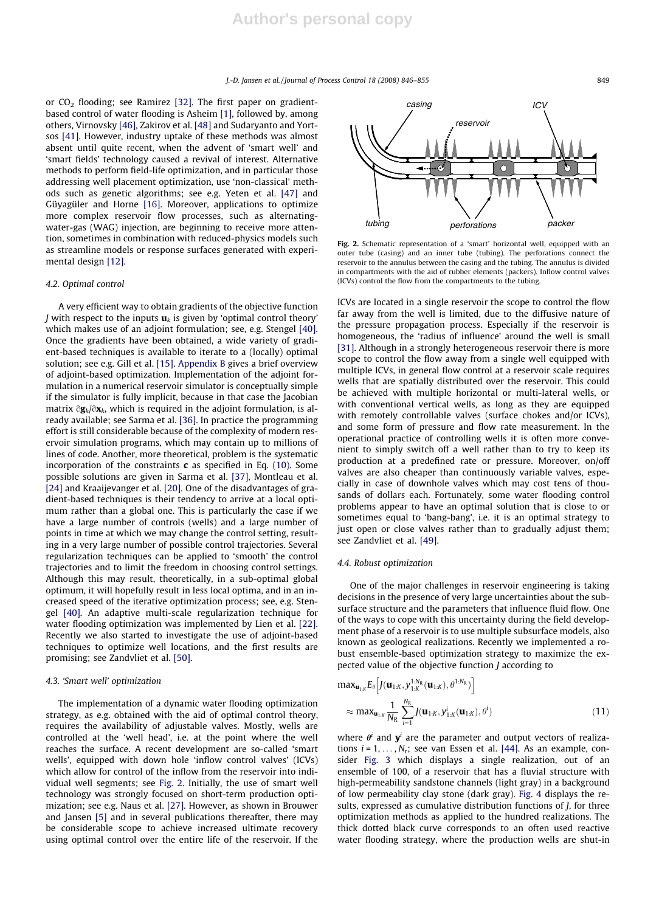or $CO_2$ flooding; see Ramirez [32]. The first paper on gradient-based control of water flooding is Asheim [1], followed by, among others, Virnovsky [46], Zakirov et al. [48] and Sudaryanto and Yortsos [41]. However, industry uptake of these methods was almost absent until quite recent, when the advent of 'smart well' and 'smart fields' technology caused a revival of interest. Alternative methods to perform field-life optimization, and in particular those addressing well placement optimization, use 'non-classical' methods such as genetic algorithms; see e.g. Yeten et al. [47] and Güyagüler and Horne [16]. Moreover, applications to optimize more complex reservoir flow processes, such as alternating-water-gas (WAG) injection, are beginning to receive more attention, sometimes in combination with reduced-physics models such as streamline models or response surfaces generated with experimental design [12].

### 4.2. Optimal control

A very efficient way to obtain gradients of the objective function $J$ with respect to the inputs $\mathbf{u}_k$ is given by 'optimal control theory' which makes use of an adjoint formulation; see, e.g. Stengel [40]. Once the gradients have been obtained, a wide variety of gradient-based techniques is available to iterate to a (locally) optimal solution; see e.g. Gill et al. [15]. Appendix B gives a brief overview of adjoint-based optimization. Implementation of the adjoint formulation in a numerical reservoir simulator is conceptually simple if the simulator is fully implicit, because in that case the Jacobian matrix $\partial \mathbf{g}_k / \partial \mathbf{x}_k$, which is required in the adjoint formulation, is already available; see Sarma et al. [36]. In practice the programming effort is still considerable because of the complexity of modern reservoir simulation programs, which may contain up to millions of lines of code. Another, more theoretical, problem is the systematic incorporation of the constraints $\mathbf{c}$ as specified in Eq. (10). Some possible solutions are given in Sarma et al. [37], Montleau et al. [24] and Kraaijevanger et al. [20]. One of the disadvantages of gradient-based techniques is their tendency to arrive at a local optimum rather than a global one. This is particularly the case if we have a large number of controls (wells) and a large number of points in time at which we may change the control setting, resulting in a very large number of possible control trajectories. Several regularization techniques can be applied to 'smooth' the control trajectories and to limit the freedom in choosing control settings. Although this may result, theoretically, in a sub-optimal global optimum, it will hopefully result in less local optima, and in an increased speed of the iterative optimization process; see, e.g. Stengel [40]. An adaptive multi-scale regularization technique for water flooding optimization was implemented by Lien et al. [22]. Recently we also started to investigate the use of adjoint-based techniques to optimize well locations, and the first results are promising; see Zandvliet et al. [50].

### 4.3. 'Smart well' optimization

The implementation of a dynamic water flooding optimization strategy, as e.g. obtained with the aid of optimal control theory, requires the availability of adjustable valves. Mostly, wells are controlled at the 'well head', i.e. at the point where the well reaches the surface. A recent development are so-called 'smart wells', equipped with down hole 'inflow control valves' (ICVs) which allow for control of the inflow from the reservoir into individual well segments; see Fig. 2. Initially, the use of smart well technology was strongly focused on short-term production optimization; see e.g. Naus et al. [27]. However, as shown in Brouwer and Jansen [5] and in several publications thereafter, there may be considerable scope to achieve increased ultimate recovery using optimal control over the entire life of the reservoir. If the ICVs are located in a single reservoir the scope to control the flow far away from the well is limited, due to the diffusive nature of the pressure propagation process. Especially if the reservoir is homogeneous, the 'radius of influence' around the well is small [31]. Although in a strongly heterogeneous reservoir there is more scope to control the flow away from a single well equipped with multiple ICVs, in general flow control at a reservoir scale requires wells that are spatially distributed over the reservoir. This could be achieved with multiple horizontal or multi-lateral wells, or with conventional vertical wells, as long as they are equipped with remotely controllable valves (surface chokes and/or ICVs), and some form of pressure and flow rate measurement. In the operational practice of controlling wells it is often more convenient to simply switch off a well rather than to try to keep its production at a predefined rate or pressure. Moreover, on/off valves are also cheaper than continuously variable valves, especially in case of downhole valves which may cost tens of thousands of dollars each. Fortunately, some water flooding control problems appear to have an optimal solution that is close to or sometimes equal to 'bang-bang', i.e. it is an optimal strategy to just open or close valves rather than to gradually adjust them; see Zandvliet et al. [49].

**Fig. 2.** Schematic representation of a 'smart' horizontal well, equipped with an outer tube (casing) and an inner tube (tubing). The perforations connect the reservoir to the annulus between the casing and the tubing. The annulus is divided in compartments with the aid of rubber elements (packers). Inflow control valves (ICVs) control the flow from the compartments to the tubing.

### 4.4. Robust optimization

One of the major challenges in reservoir engineering is taking decisions in the presence of very large uncertainties about the subsurface structure and the parameters that influence fluid flow. One of the ways to cope with this uncertainty during the field development phase of a reservoir is to use multiple subsurface models, also known as geological realizations. Recently we implemented a robust ensemble-based optimization strategy to maximize the expected value of the objective function $J$ according to

$$
\begin{aligned}
&\max_{\mathbf{u}_{1:K}} E_\theta\left[J(\mathbf{u}_{1:K}, y_{1:K}^{1:N_R}(\mathbf{u}_{1:K}), \theta^{1:N_R})\right] \\
&\approx \max_{\mathbf{u}_{1:K}} \frac{1}{N_R} \sum_{i=1}^{N_R} J(\mathbf{u}_{1:K}, y_{1:K}^{i}(\mathbf{u}_{1:K}), \theta^{i})
\end{aligned}
\tag{11}
$$

where $\theta^i$ and $\mathbf{y}^i$ are the parameter and output vectors of realizations $i = 1, \ldots, N_r$; see van Essen et al. [44]. As an example, consider Fig. 3 which displays a single realization, out of an ensemble of 100, of a reservoir that has a fluvial structure with high-permeability sandstone channels (light gray) in a background of low permeability clay stone (dark gray). Fig. 4 displays the results, expressed as cumulative distribution functions of $J$, for three optimization methods as applied to the hundred realizations. The thick dotted black curve corresponds to an often used reactive water flooding strategy, where the production wells are shut-in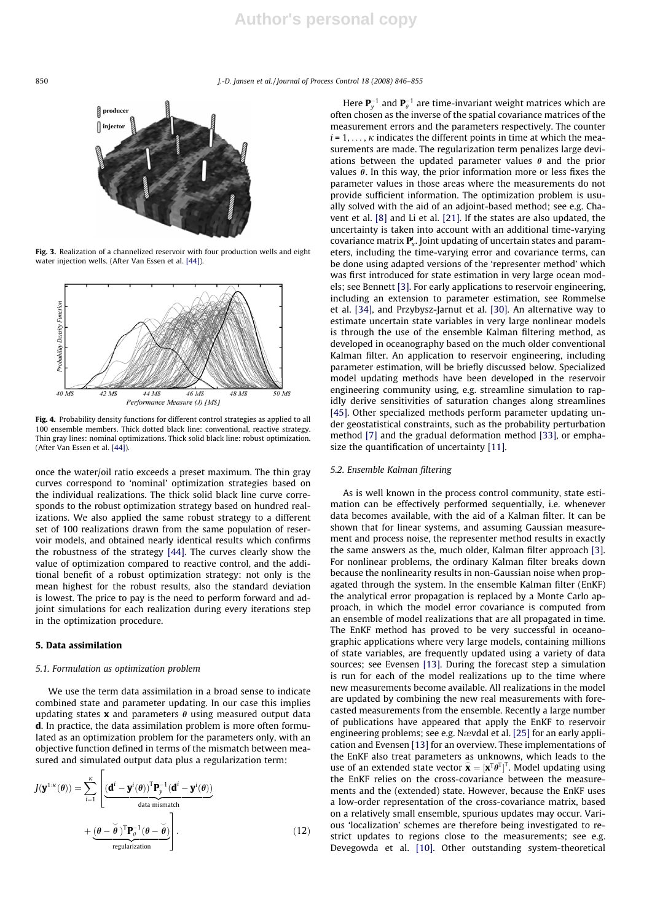Fig. 3. Realization of a channelized reservoir with four production wells and eight water injection wells. (After Van Essen et al. [44]).

Fig. 4. Probability density functions for different control strategies as applied to all 100 ensemble members. Thick dotted black line: conventional, reactive strategy. Thin gray lines: nominal optimizations. Thick solid black line: robust optimization. (After Van Essen et al. [44]).

once the water/oil ratio exceeds a preset maximum. The thin gray curves correspond to 'nominal' optimization strategies based on the individual realizations. The thick solid black line curve corresponds to the robust optimization strategy based on hundred realizations. We also applied the same robust strategy to a different set of 100 realizations drawn from the same population of reservoir models, and obtained nearly identical results which confirms the robustness of the strategy [44]. The curves clearly show the value of optimization compared to reactive control, and the additional benefit of a robust optimization strategy: not only is the mean highest for the robust results, also the standard deviation is lowest. The price to pay is the need to perform forward and adjoint simulations for each realization during every iterations step in the optimization procedure.

## 5. Data assimilation

### 5.1. Formulation as optimization problem

We use the term data assimilation in a broad sense to indicate combined state and parameter updating. In our case this implies updating states $\mathbf{x}$ and parameters $\boldsymbol{\theta}$ using measured output data $\mathbf{d}$. In practice, the data assimilation problem is more often formulated as an optimization problem for the parameters only, with an objective function defined in terms of the mismatch between measured and simulated output data plus a regularization term:

$$J(\mathbf{y}^{1:\kappa}(\boldsymbol{\theta})) = \sum_{i=1}^{\kappa}\left[\underbrace{(\mathbf{d}^i - \mathbf{y}^i(\boldsymbol{\theta}))^{\mathrm{T}}\mathbf{P}_y^{-1}(\mathbf{d}^i - \mathbf{y}^i(\boldsymbol{\theta}))}_{\text{data mismatch}} + \underbrace{(\boldsymbol{\theta} - \breve{\boldsymbol{\theta}})^{\mathrm{T}}\mathbf{P}_\theta^{-1}(\boldsymbol{\theta} - \breve{\boldsymbol{\theta}})}_{\text{regularization}}\right]. \tag{12}$$

Here $\mathbf{P}_y^{-1}$ and $\mathbf{P}_\theta^{-1}$ are time-invariant weight matrices which are often chosen as the inverse of the spatial covariance matrices of the measurement errors and the parameters respectively. The counter $i = 1, \ldots, \kappa$ indicates the different points in time at which the measurements are made. The regularization term penalizes large deviations between the updated parameter values $\boldsymbol{\theta}$ and the prior values $\breve{\boldsymbol{\theta}}$. In this way, the prior information more or less fixes the parameter values in those areas where the measurements do not provide sufficient information. The optimization problem is usually solved with the aid of an adjoint-based method; see e.g. Chavent et al. [8] and Li et al. [21]. If the states are also updated, the uncertainty is taken into account with an additional time-varying covariance matrix $\mathbf{P}_x^i$. Joint updating of uncertain states and parameters, including the time-varying error and covariance terms, can be done using adapted versions of the 'representer method' which was first introduced for state estimation in very large ocean models; see Bennett [3]. For early applications to reservoir engineering, including an extension to parameter estimation, see Rommelse et al. [34], and Przybysz-Jarnut et al. [30]. An alternative way to estimate uncertain state variables in very large nonlinear models is through the use of the ensemble Kalman filtering method, as developed in oceanography based on the much older conventional Kalman filter. An application to reservoir engineering, including parameter estimation, will be briefly discussed below. Specialized model updating methods have been developed in the reservoir engineering community using, e.g. streamline simulation to rapidly derive sensitivities of saturation changes along streamlines [45]. Other specialized methods perform parameter updating under geostatistical constraints, such as the probability perturbation method [7] and the gradual deformation method [33], or emphasize the quantification of uncertainty [11].

### 5.2. Ensemble Kalman filtering

As is well known in the process control community, state estimation can be effectively performed sequentially, i.e. whenever data becomes available, with the aid of a Kalman filter. It can be shown that for linear systems, and assuming Gaussian measurement and process noise, the representer method results in exactly the same answers as the, much older, Kalman filter approach [3]. For nonlinear problems, the ordinary Kalman filter breaks down because the nonlinearity results in non-Gaussian noise when propagated through the system. In the ensemble Kalman filter (EnKF) the analytical error propagation is replaced by a Monte Carlo approach, in which the model error covariance is computed from an ensemble of model realizations that are all propagated in time. The EnKF method has proved to be very successful in oceanographic applications where very large models, containing millions of state variables, are frequently updated using a variety of data sources; see Evensen [13]. During the forecast step a simulation is run for each of the model realizations up to the time where new measurements become available. All realizations in the model are updated by combining the new real measurements with forecasted measurements from the ensemble. Recently a large number of publications have appeared that apply the EnKF to reservoir engineering problems; see e.g. Nævdal et al. [25] for an early application and Evensen [13] for an overview. These implementations of the EnKF also treat parameters as unknowns, which leads to the use of an extended state vector $\hat{\mathbf{x}} = [\mathbf{x}^{\mathrm{T}}\boldsymbol{\theta}^{\mathrm{T}}]^{\mathrm{T}}$. Model updating using the EnKF relies on the cross-covariance between the measurements and the (extended) state. However, because the EnKF uses a low-order representation of the cross-covariance matrix, based on a relatively small ensemble, spurious updates may occur. Various 'localization' schemes are therefore being investigated to restrict updates to regions close to the measurements; see e.g. Devegowda et al. [10]. Other outstanding system-theoretical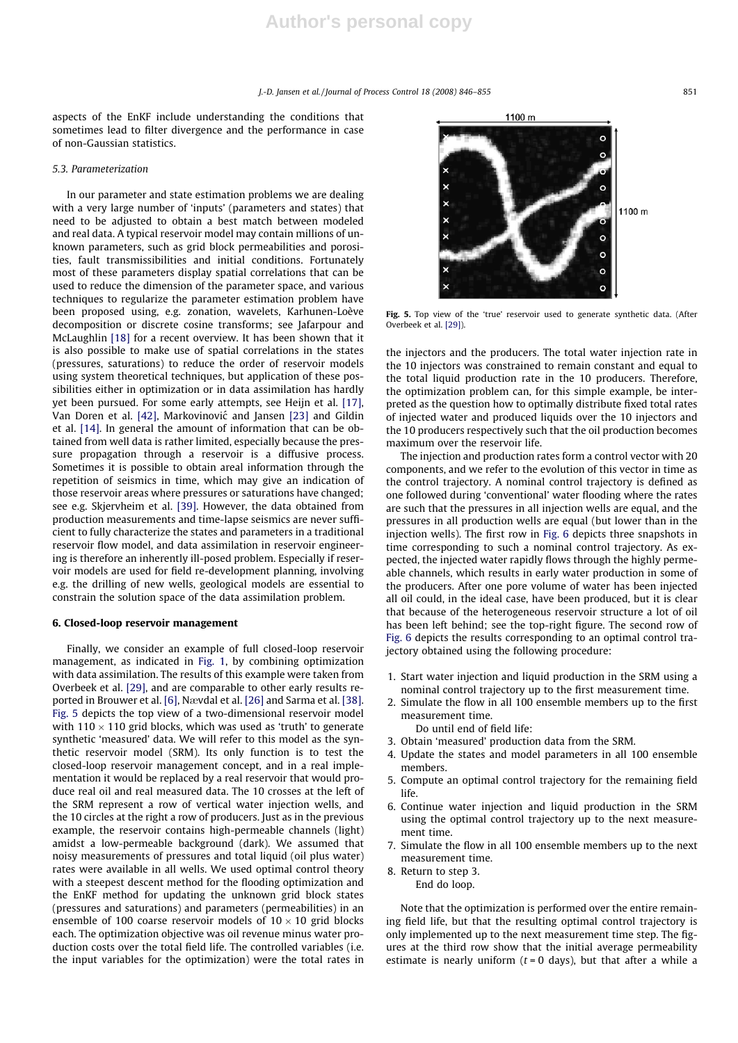aspects of the EnKF include understanding the conditions that sometimes lead to filter divergence and the performance in case of non-Gaussian statistics.

### 5.3. Parameterization

In our parameter and state estimation problems we are dealing with a very large number of 'inputs' (parameters and states) that need to be adjusted to obtain a best match between modeled and real data. A typical reservoir model may contain millions of unknown parameters, such as grid block permeabilities and porosities, fault transmissibilities and initial conditions. Fortunately most of these parameters display spatial correlations that can be used to reduce the dimension of the parameter space, and various techniques to regularize the parameter estimation problem have been proposed using, e.g. zonation, wavelets, Karhunen-Loève decomposition or discrete cosine transforms; see Jafarpour and McLaughlin [18] for a recent overview. It has been shown that it is also possible to make use of spatial correlations in the states (pressures, saturations) to reduce the order of reservoir models using system theoretical techniques, but application of these possibilities either in optimization or in data assimilation has hardly yet been pursued. For some early attempts, see Heijn et al. [17], Van Doren et al. [42], Markovinović and Jansen [23] and Gildin et al. [14]. In general the amount of information that can be obtained from well data is rather limited, especially because the pressure propagation through a reservoir is a diffusive process. Sometimes it is possible to obtain areal information through the repetition of seismics in time, which may give an indication of those reservoir areas where pressures or saturations have changed; see e.g. Skjervheim et al. [39]. However, the data obtained from production measurements and time-lapse seismics are never sufficient to fully characterize the states and parameters in a traditional reservoir flow model, and data assimilation in reservoir engineering is therefore an inherently ill-posed problem. Especially if reservoir models are used for field re-development planning, involving e.g. the drilling of new wells, geological models are essential to constrain the solution space of the data assimilation problem.

## 6. Closed-loop reservoir management

Finally, we consider an example of full closed-loop reservoir management, as indicated in Fig. 1, by combining optimization with data assimilation. The results of this example were taken from Overbeek et al. [29], and are comparable to other early results reported in Brouwer et al. [6], Nævdal et al. [26] and Sarma et al. [38]. Fig. 5 depicts the top view of a two-dimensional reservoir model with $110 \times 110$ grid blocks, which was used as 'truth' to generate synthetic 'measured' data. We will refer to this model as the synthetic reservoir model (SRM). Its only function is to test the closed-loop reservoir management concept, and in a real implementation it would be replaced by a real reservoir that would produce real oil and real measured data. The 10 crosses at the left of the SRM represent a row of vertical water injection wells, and the 10 circles at the right a row of producers. Just as in the previous example, the reservoir contains high-permeable channels (light) amidst a low-permeable background (dark). We assumed that noisy measurements of pressures and total liquid (oil plus water) rates were available in all wells. We used optimal control theory with a steepest descent method for the flooding optimization and the EnKF method for updating the unknown grid block states (pressures and saturations) and parameters (permeabilities) in an ensemble of 100 coarse reservoir models of $10 \times 10$ grid blocks each. The optimization objective was oil revenue minus water production costs over the total field life. The controlled variables (i.e. the input variables for the optimization) were the total rates in the injectors and the producers. The total water injection rate in the 10 injectors was constrained to remain constant and equal to the total liquid production rate in the 10 producers. Therefore, the optimization problem can, for this simple example, be interpreted as the question how to optimally distribute fixed total rates of injected water and produced liquids over the 10 injectors and the 10 producers respectively such that the oil production becomes maximum over the reservoir life.

Fig. 5. Top view of the 'true' reservoir used to generate synthetic data. (After Overbeek et al. [29]).

The injection and production rates form a control vector with 20 components, and we refer to the evolution of this vector in time as the control trajectory. A nominal control trajectory is defined as one followed during 'conventional' water flooding where the rates are such that the pressures in all injection wells are equal, and the pressures in all production wells are equal (but lower than in the injection wells). The first row in Fig. 6 depicts three snapshots in time corresponding to such a nominal control trajectory. As expected, the injected water rapidly flows through the highly permeable channels, which results in early water production in some of the producers. After one pore volume of water has been injected all oil could, in the ideal case, have been produced, but it is clear that because of the heterogeneous reservoir structure a lot of oil has been left behind; see the top-right figure. The second row of Fig. 6 depicts the results corresponding to an optimal control trajectory obtained using the following procedure:

1. Start water injection and liquid production in the SRM using a nominal control trajectory up to the first measurement time.
2. Simulate the flow in all 100 ensemble members up to the first measurement time.

   Do until end of field life:
3. Obtain 'measured' production data from the SRM.
4. Update the states and model parameters in all 100 ensemble members.
5. Compute an optimal control trajectory for the remaining field life.
6. Continue water injection and liquid production in the SRM using the optimal control trajectory up to the next measurement time.
7. Simulate the flow in all 100 ensemble members up to the next measurement time.
8. Return to step 3.

   End do loop.

Note that the optimization is performed over the entire remaining field life, but that the resulting optimal control trajectory is only implemented up to the next measurement time step. The figures at the third row show that the initial average permeability estimate is nearly uniform ($t = 0$ days), but that after a while a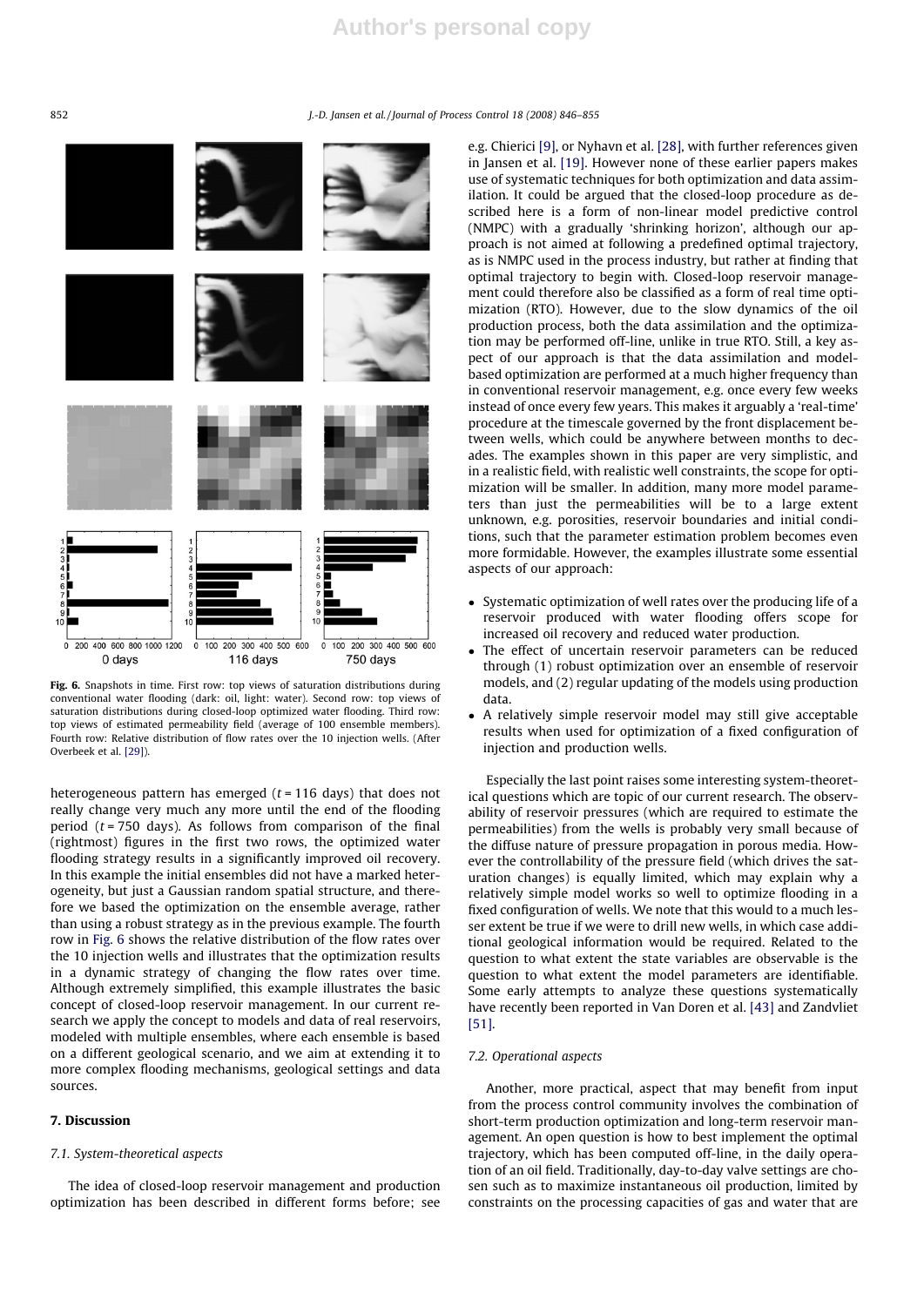Fig. 6. Snapshots in time. First row: top views of saturation distributions during conventional water flooding (dark: oil, light: water). Second row: top views of saturation distributions during closed-loop optimized water flooding. Third row: top views of estimated permeability field (average of 100 ensemble members). Fourth row: Relative distribution of flow rates over the 10 injection wells. (After Overbeek et al. [29]).

heterogeneous pattern has emerged ($t = 116$ days) that does not really change very much any more until the end of the flooding period ($t = 750$ days). As follows from comparison of the final (rightmost) figures in the first two rows, the optimized water flooding strategy results in a significantly improved oil recovery. In this example the initial ensembles did not have a marked heterogeneity, but just a Gaussian random spatial structure, and therefore we based the optimization on the ensemble average, rather than using a robust strategy as in the previous example. The fourth row in Fig. 6 shows the relative distribution of the flow rates over the 10 injection wells and illustrates that the optimization results in a dynamic strategy of changing the flow rates over time. Although extremely simplified, this example illustrates the basic concept of closed-loop reservoir management. In our current research we apply the concept to models and data of real reservoirs, modeled with multiple ensembles, where each ensemble is based on a different geological scenario, and we aim at extending it to more complex flooding mechanisms, geological settings and data sources.

## 7. Discussion

### 7.1. System-theoretical aspects

The idea of closed-loop reservoir management and production optimization has been described in different forms before; see e.g. Chierici [9], or Nyhavn et al. [28], with further references given in Jansen et al. [19]. However none of these earlier papers makes use of systematic techniques for both optimization and data assimilation. It could be argued that the closed-loop procedure as described here is a form of non-linear model predictive control (NMPC) with a gradually 'shrinking horizon', although our approach is not aimed at following a predefined optimal trajectory, as is NMPC used in the process industry, but rather at finding that optimal trajectory to begin with. Closed-loop reservoir management could therefore also be classified as a form of real time optimization (RTO). However, due to the slow dynamics of the oil production process, both the data assimilation and the optimization may be performed off-line, unlike in true RTO. Still, a key aspect of our approach is that the data assimilation and model-based optimization are performed at a much higher frequency than in conventional reservoir management, e.g. once every few weeks instead of once every few years. This makes it arguably a 'real-time' procedure at the timescale governed by the front displacement between wells, which could be anywhere between months to decades. The examples shown in this paper are very simplistic, and in a realistic field, with realistic well constraints, the scope for optimization will be smaller. In addition, many more model parameters than just the permeabilities will be to a large extent unknown, e.g. porosities, reservoir boundaries and initial conditions, such that the parameter estimation problem becomes even more formidable. However, the examples illustrate some essential aspects of our approach:

- Systematic optimization of well rates over the producing life of a reservoir produced with water flooding offers scope for increased oil recovery and reduced water production.
- The effect of uncertain reservoir parameters can be reduced through (1) robust optimization over an ensemble of reservoir models, and (2) regular updating of the models using production data.
- A relatively simple reservoir model may still give acceptable results when used for optimization of a fixed configuration of injection and production wells.

Especially the last point raises some interesting system-theoretical questions which are topic of our current research. The observability of reservoir pressures (which are required to estimate the permeabilities) from the wells is probably very small because of the diffuse nature of pressure propagation in porous media. However the controllability of the pressure field (which drives the saturation changes) is equally limited, which may explain why a relatively simple model works so well to optimize flooding in a fixed configuration of wells. We note that this would to a much lesser extent be true if we were to drill new wells, in which case additional geological information would be required. Related to the question to what extent the state variables are observable is the question to what extent the model parameters are identifiable. Some early attempts to analyze these questions systematically have recently been reported in Van Doren et al. [43] and Zandvliet [51].

### 7.2. Operational aspects

Another, more practical, aspect that may benefit from input from the process control community involves the combination of short-term production optimization and long-term reservoir management. An open question is how to best implement the optimal trajectory, which has been computed off-line, in the daily operation of an oil field. Traditionally, day-to-day valve settings are chosen such as to maximize instantaneous oil production, limited by constraints on the processing capacities of gas and water that are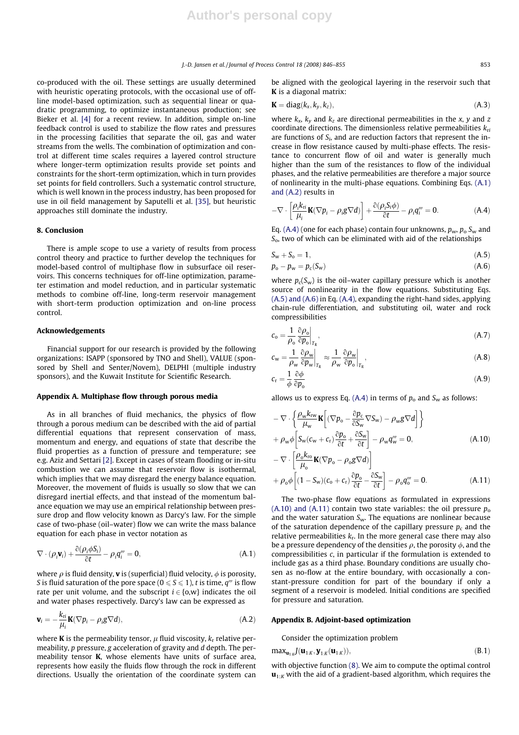co-produced with the oil. These settings are usually determined with heuristic operating protocols, with the occasional use of off-line model-based optimization, such as sequential linear or quadratic programming, to optimize instantaneous production; see Bieker et al. [4] for a recent review. In addition, simple on-line feedback control is used to stabilize the flow rates and pressures in the processing facilities that separate the oil, gas and water streams from the wells. The combination of optimization and control at different time scales requires a layered control structure where longer-term optimization results provide set points and constraints for the short-term optimization, which in turn provides set points for field controllers. Such a systematic control structure, which is well known in the process industry, has been proposed for use in oil field management by Saputelli et al. [35], but heuristic approaches still dominate the industry.

## 8. Conclusion

There is ample scope to use a variety of results from process control theory and practice to further develop the techniques for model-based control of multiphase flow in subsurface oil reservoirs. This concerns techniques for off-line optimization, parameter estimation and model reduction, and in particular systematic methods to combine off-line, long-term reservoir management with short-term production optimization and on-line process control.

## Acknowledgements

Financial support for our research is provided by the following organizations: ISAPP (sponsored by TNO and Shell), VALUE (sponsored by Shell and Senter/Novem), DELPHI (multiple industry sponsors), and the Kuwait Institute for Scientific Research.

## Appendix A. Multiphase flow through porous media

As in all branches of fluid mechanics, the physics of flow through a porous medium can be described with the aid of partial differential equations that represent conservation of mass, momentum and energy, and equations of state that describe the fluid properties as a function of pressure and temperature; see e.g. Aziz and Settari [2]. Except in cases of steam flooding or in-situ combustion we can assume that reservoir flow is isothermal, which implies that we may disregard the energy balance equation. Moreover, the movement of fluids is usually so slow that we can disregard inertial effects, and that instead of the momentum balance equation we may use an empirical relationship between pressure drop and flow velocity known as Darcy's law. For the simple case of two-phase (oil–water) flow we can write the mass balance equation for each phase in vector notation as

$$\nabla \cdot (\rho_i \mathbf{v}_i) + \frac{\partial(\rho_i \phi S_i)}{\partial t} - \rho_i q_i''' = 0, \tag{A.1}$$

where $\rho$ is fluid density, $\mathbf{v}$ is (superficial) fluid velocity, $\phi$ is porosity, $S$ is fluid saturation of the pore space ($0 \leqslant S \leqslant 1$), $t$ is time, $q'''$ is flow rate per unit volume, and the subscript $i \in \{\text{o,w}\}$ indicates the oil and water phases respectively. Darcy's law can be expressed as

$$\mathbf{v}_i = -\frac{k_{ri}}{\mu_i}\mathbf{K}(\nabla p_i - \rho_i g \nabla d), \tag{A.2}$$

where $\mathbf{K}$ is the permeability tensor, $\mu$ fluid viscosity, $k_r$ relative permeability, $p$ pressure, $g$ acceleration of gravity and $d$ depth. The permeability tensor $\mathbf{K}$, whose elements have units of surface area, represents how easily the fluids flow through the rock in different directions. Usually the orientation of the coordinate system can be aligned with the geological layering in the reservoir such that $\mathbf{K}$ is a diagonal matrix:

$$\mathbf{K} = \text{diag}(k_x, k_y, k_z), \tag{A.3}$$

where $k_x$, $k_y$ and $k_z$ are directional permeabilities in the $x$, $y$ and $z$ coordinate directions. The dimensionless relative permeabilities $k_{ri}$ are functions of $S_i$, and are reduction factors that represent the increase in flow resistance caused by multi-phase effects. The resistance to concurrent flow of oil and water is generally much higher than the sum of the resistances to flow of the individual phases, and the relative permeabilities are therefore a major source of nonlinearity in the multi-phase equations. Combining Eqs. (A.1) and (A.2) results in

$$-\nabla \cdot \left[\frac{\rho_i k_{ri}}{\mu_i}\mathbf{K}(\nabla p_i - \rho_i g \nabla d)\right] + \frac{\partial(\rho_i S_i \phi)}{\partial t} - \rho_i q_i''' = 0. \tag{A.4}$$

Eq. (A.4) (one for each phase) contain four unknowns, $p_w$, $p_o$ $S_w$ and $S_o$, two of which can be eliminated with aid of the relationships

$$S_w + S_o = 1, \tag{A.5}$$

$$p_o - p_w = p_c(S_w) \tag{A.6}$$

where $p_c(S_w)$ is the oil–water capillary pressure which is another source of nonlinearity in the flow equations. Substituting Eqs. (A.5) and (A.6) in Eq. (A.4), expanding the right-hand sides, applying chain-rule differentiation, and substituting oil, water and rock compressibilities

$$c_o = \frac{1}{\rho_o}\frac{\partial \rho_o}{\partial p_o}\bigg|_{T_R}, \tag{A.7}$$

$$c_w = \frac{1}{\rho_w}\frac{\partial \rho_w}{\partial p_w}\bigg|_{T_R} \approx \frac{1}{\rho_w}\frac{\partial \rho_w}{\partial p_o}\bigg|_{T_R}, \tag{A.8}$$

$$c_r = \frac{1}{\phi}\frac{\partial \phi}{\partial p_o} \tag{A.9}$$

allows us to express Eq. (A.4) in terms of $p_o$ and $S_w$ as follows:

$$-\nabla \cdot \left\{\frac{\rho_w k_{rw}}{\mu_w}\mathbf{K}\left[\left(\nabla p_o - \frac{\partial p_c}{\partial S_w}\nabla S_w\right) - \rho_w g \nabla d\right]\right\} + \rho_w \phi\left[S_w(c_w + c_r)\frac{\partial p_o}{\partial t} + \frac{\partial S_w}{\partial t}\right] - \rho_w q_w''' = 0, \tag{A.10}$$

$$-\nabla \cdot \left[\frac{\rho_o k_{ro}}{\mu_o}\mathbf{K}(\nabla p_o - \rho_o g \nabla d)\right] + \rho_o \phi\left[(1 - S_w)(c_o + c_r)\frac{\partial p_o}{\partial t} - \frac{\partial S_w}{\partial t}\right] - \rho_o q_o''' = 0. \tag{A.11}$$

The two-phase flow equations as formulated in expressions (A.10) and (A.11) contain two state variables: the oil pressure $p_o$ and the water saturation $S_w$. The equations are nonlinear because of the saturation dependence of the capillary pressure $p_c$ and the relative permeabilities $k_r$. In the more general case there may also be a pressure dependency of the densities $\rho$, the porosity $\phi$, and the compressibilities $c$, in particular if the formulation is extended to include gas as a third phase. Boundary conditions are usually chosen as no-flow at the entire boundary, with occasionally a constant-pressure condition for part of the boundary if only a segment of a reservoir is modeled. Initial conditions are specified for pressure and saturation.

## Appendix B. Adjoint-based optimization

Consider the optimization problem

$$\max_{\mathbf{u}_{1:K}} J(\mathbf{u}_{1:K}, \mathbf{y}_{1:K}(\mathbf{u}_{1:K})), \tag{B.1}$$

with objective function (8). We aim to compute the optimal control $\mathbf{u}_{1:K}$ with the aid of a gradient-based algorithm, which requires the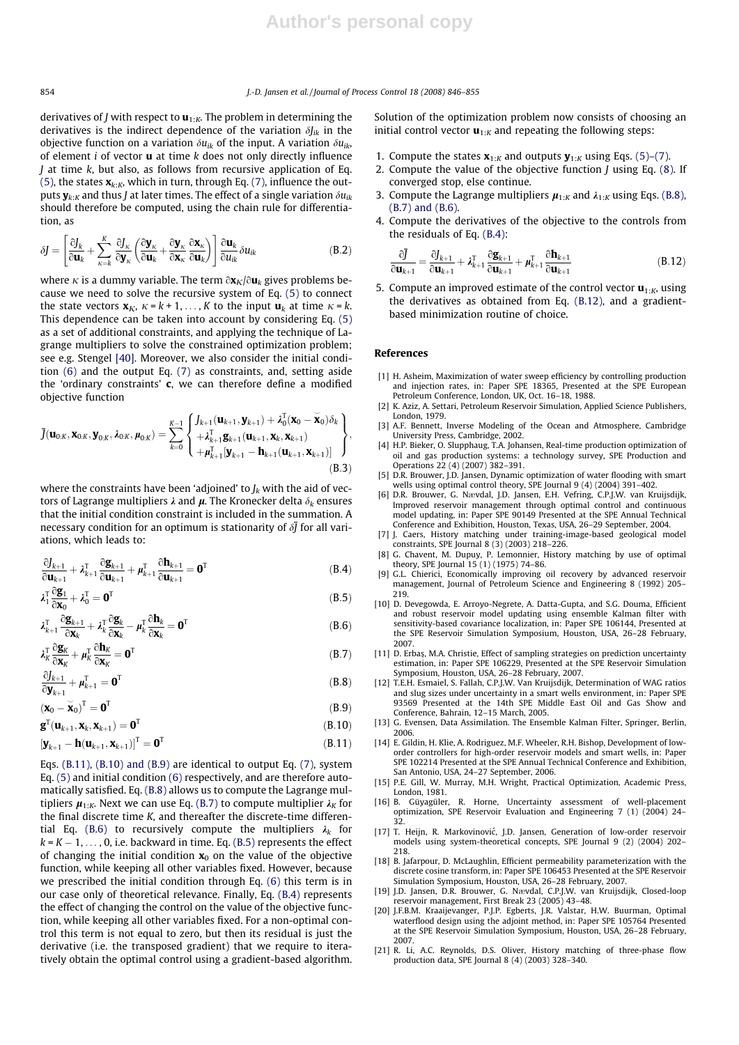derivatives of $J$ with respect to $\mathbf{u}_{1:K}$. The problem in determining the derivatives is the indirect dependence of the variation $\delta J_{ik}$ in the objective function on a variation $\delta u_{ik}$ of the input. A variation $\delta u_{ik}$, of element $i$ of vector $\mathbf{u}$ at time $k$ does not only directly influence $J$ at time $k$, but also, as follows from recursive application of Eq. (5), the states $\mathbf{x}_{k:K}$, which in turn, through Eq. (7), influence the outputs $\mathbf{y}_{k:K}$ and thus $J$ at later times. The effect of a single variation $\delta u_{ik}$ should therefore be computed, using the chain rule for differentiation, as

$$\delta J = \left[\frac{\partial J_k}{\partial \mathbf{u}_k} + \sum_{\kappa=k}^{K} \frac{\partial J_\kappa}{\partial \mathbf{y}_\kappa}\left(\frac{\partial \mathbf{y}_\kappa}{\partial \mathbf{u}_k} + \frac{\partial \mathbf{y}_\kappa}{\partial \mathbf{x}_\kappa}\frac{\partial \mathbf{x}_\kappa}{\partial \mathbf{u}_k}\right)\right]\frac{\partial \mathbf{u}_k}{\partial u_{ik}}\delta u_{ik} \tag{B.2}$$

where $\kappa$ is a dummy variable. The term $\partial \mathbf{x}_K/\partial \mathbf{u}_k$ gives problems because we need to solve the recursive system of Eq. (5) to connect the state vectors $\mathbf{x}_\kappa$, $\kappa = k+1, \ldots, K$ to the input $\mathbf{u}_k$ at time $\kappa = k$. This dependence can be taken into account by considering Eq. (5) as a set of additional constraints, and applying the technique of Lagrange multipliers to solve the constrained optimization problem; see e.g. Stengel [40]. Moreover, we also consider the initial condition (6) and the output Eq. (7) as constraints, and, setting aside the 'ordinary constraints' $\mathbf{c}$, we can therefore define a modified objective function

$$\bar{J}(\mathbf{u}_{0:K}, \mathbf{x}_{0:K}, \mathbf{y}_{0:K}, \boldsymbol{\lambda}_{0:K}, \boldsymbol{\mu}_{0:K}) = \sum_{k=0}^{K-1}\left\{\begin{array}{l} J_{k+1}(\mathbf{u}_{k+1}, \mathbf{y}_{k+1}) + \boldsymbol{\lambda}_0^{\mathrm{T}}(\mathbf{x}_0 - \breve{\mathbf{x}}_0)\delta_k \\ +\boldsymbol{\lambda}_{k+1}^{\mathrm{T}}\mathbf{g}_{k+1}(\mathbf{u}_{k+1}, \mathbf{x}_k, \mathbf{x}_{k+1}) \\ +\boldsymbol{\mu}_{k+1}^{\mathrm{T}}[\mathbf{y}_{k+1} - \mathbf{h}_{k+1}(\mathbf{u}_{k+1}, \mathbf{x}_{k+1})] \end{array}\right\}, \tag{B.3}$$

where the constraints have been 'adjoined' to $J_k$ with the aid of vectors of Lagrange multipliers $\boldsymbol{\lambda}$ and $\boldsymbol{\mu}$. The Kronecker delta $\delta_k$ ensures that the initial condition constraint is included in the summation. A necessary condition for an optimum is stationarity of $\delta\bar{J}$ for all variations, which leads to:

$$\frac{\partial J_{k+1}}{\partial \mathbf{u}_{k+1}} + \boldsymbol{\lambda}_{k+1}^{\mathrm{T}}\frac{\partial \mathbf{g}_{k+1}}{\partial \mathbf{u}_{k+1}} + \boldsymbol{\mu}_{k+1}^{\mathrm{T}}\frac{\partial \mathbf{h}_{k+1}}{\partial \mathbf{u}_{k+1}} = \mathbf{0}^{\mathrm{T}} \tag{B.4}$$

$$\boldsymbol{\lambda}_1^{\mathrm{T}}\frac{\partial \mathbf{g}_1}{\partial \mathbf{x}_0} + \boldsymbol{\lambda}_0^{\mathrm{T}} = \mathbf{0}^{\mathrm{T}} \tag{B.5}$$

$$\boldsymbol{\lambda}_{k+1}^{\mathrm{T}}\frac{\partial \mathbf{g}_{k+1}}{\partial \mathbf{x}_k} + \boldsymbol{\lambda}_k^{\mathrm{T}}\frac{\partial \mathbf{g}_k}{\partial \mathbf{x}_k} - \boldsymbol{\mu}_k^{\mathrm{T}}\frac{\partial \mathbf{h}_k}{\partial \mathbf{x}_k} = \mathbf{0}^{\mathrm{T}} \tag{B.6}$$

$$\boldsymbol{\lambda}_K^{\mathrm{T}}\frac{\partial \mathbf{g}_K}{\partial \mathbf{x}_K} + \boldsymbol{\mu}_K^{\mathrm{T}}\frac{\partial \mathbf{h}_K}{\partial \mathbf{x}_K} = \mathbf{0}^{\mathrm{T}} \tag{B.7}$$

$$\frac{\partial J_{k+1}}{\partial \mathbf{y}_{k+1}} + \boldsymbol{\mu}_{k+1}^{\mathrm{T}} = \mathbf{0}^{\mathrm{T}} \tag{B.8}$$

$$(\mathbf{x}_0 - \breve{\mathbf{x}}_0)^{\mathrm{T}} = \mathbf{0}^{\mathrm{T}} \tag{B.9}$$

$$\mathbf{g}^{\mathrm{T}}(\mathbf{u}_{k+1}, \mathbf{x}_k, \mathbf{x}_{k+1}) = \mathbf{0}^{\mathrm{T}} \tag{B.10}$$

$$[\mathbf{y}_{k+1} - \mathbf{h}(\mathbf{u}_{k+1}, \mathbf{x}_{k+1})]^{\mathrm{T}} = \mathbf{0}^{\mathrm{T}} \tag{B.11}$$

Eqs. (B.11), (B.10) and (B.9) are identical to output Eq. (7), system Eq. (5) and initial condition (6) respectively, and are therefore automatically satisfied. Eq. (B.8) allows us to compute the Lagrange multipliers $\boldsymbol{\mu}_{1:K}$. Next we can use Eq. (B.7) to compute multiplier $\boldsymbol{\lambda}_K$ for the final discrete time $K$, and thereafter the discrete-time differential Eq. (B.6) to recursively compute the multipliers $\boldsymbol{\lambda}_k$ for $k = K-1, \ldots, 0$, i.e. backward in time. Eq. (B.5) represents the effect of changing the initial condition $\mathbf{x}_0$ on the value of the objective function, while keeping all other variables fixed. However, because we prescribed the initial condition through Eq. (6) this term is in our case only of theoretical relevance. Finally, Eq. (B.4) represents the effect of changing the control on the value of the objective function, while keeping all other variables fixed. For a non-optimal control this term is not equal to zero, but then its residual is just the derivative (i.e. the transposed gradient) that we require to iteratively obtain the optimal control using a gradient-based algorithm.

Solution of the optimization problem now consists of choosing an initial control vector $\mathbf{u}_{1:K}$ and repeating the following steps:

1. Compute the states $\mathbf{x}_{1:K}$ and outputs $\mathbf{y}_{1:K}$ using Eqs. (5)–(7).
2. Compute the value of the objective function $J$ using Eq. (8). If converged stop, else continue.
3. Compute the Lagrange multipliers $\boldsymbol{\mu}_{1:K}$ and $\boldsymbol{\lambda}_{1:K}$ using Eqs. (B.8), (B.7) and (B.6).
4. Compute the derivatives of the objective to the controls from the residuals of Eq. (B.4):

$$\frac{\partial \bar{J}}{\partial \mathbf{u}_{k+1}} = \frac{\partial J_{k+1}}{\partial \mathbf{u}_{k+1}} + \boldsymbol{\lambda}_{k+1}^{\mathrm{T}}\frac{\partial \mathbf{g}_{k+1}}{\partial \mathbf{u}_{k+1}} + \boldsymbol{\mu}_{k+1}^{\mathrm{T}}\frac{\partial \mathbf{h}_{k+1}}{\partial \mathbf{u}_{k+1}} \tag{B.12}$$

5. Compute an improved estimate of the control vector $\mathbf{u}_{1:K}$, using the derivatives as obtained from Eq. (B.12), and a gradient-based minimization routine of choice.

## References

[1] H. Asheim, Maximization of water sweep efficiency by controlling production and injection rates, in: Paper SPE 18365, Presented at the SPE European Petroleum Conference, London, UK, Oct. 16–18, 1988.

[2] K. Aziz, A. Settari, Petroleum Reservoir Simulation, Applied Science Publishers, London, 1979.

[3] A.F. Bennett, Inverse Modeling of the Ocean and Atmosphere, Cambridge University Press, Cambridge, 2002.

[4] H.P. Bieker, O. Slupphaug, T.A. Johansen, Real-time production optimization of oil and gas production systems: a technology survey, SPE Production and Operations 22 (4) (2007) 382–391.

[5] D.R. Brouwer, J.D. Jansen, Dynamic optimization of water flooding with smart wells using optimal control theory, SPE Journal 9 (4) (2004) 391–402.

[6] D.R. Brouwer, G. Nævdal, J.D. Jansen, E.H. Vefring, C.P.J.W. van Kruijsdijk, Improved reservoir management through optimal control and continuous model updating, in: Paper SPE 90149 Presented at the SPE Annual Technical Conference and Exhibition, Houston, Texas, USA, 26–29 September, 2004.

[7] J. Caers, History matching under training-image-based geological model constraints, SPE Journal 8 (3) (2003) 218–226.

[8] G. Chavent, M. Dupuy, P. Lemonnier, History matching by use of optimal theory, SPE Journal 15 (1) (1975) 74–86.

[9] G.L. Chierici, Economically improving oil recovery by advanced reservoir management, Journal of Petroleum Science and Engineering 8 (1992) 205–219.

[10] D. Devegowda, E. Arroyo-Negrete, A. Datta-Gupta, and S.G. Douma, Efficient and robust reservoir model updating using ensemble Kalman filter with sensitivity-based covariance localization, in: Paper SPE 106144, Presented at the SPE Reservoir Simulation Symposium, Houston, USA, 26–28 February, 2007.

[11] D. Erbaş, M.A. Christie, Effect of sampling strategies on prediction uncertainty estimation, in: Paper SPE 106229, Presented at the SPE Reservoir Simulation Symposium, Houston, USA, 26–28 February, 2007.

[12] T.E.H. Esmaiel, S. Fallah, C.P.J.W. Van Kruijsdijk, Determination of WAG ratios and slug sizes under uncertainty in a smart wells environment, in: Paper SPE 93569 Presented at the 14th SPE Middle East Oil and Gas Show and Conference, Bahrain, 12–15 March, 2005.

[13] G. Evensen, Data Assimilation. The Ensemble Kalman Filter, Springer, Berlin, 2006.

[14] E. Gildin, H. Klie, A. Rodriguez, M.F. Wheeler, R.H. Bishop, Development of low-order controllers for high-order reservoir models and smart wells, in: Paper SPE 102214 Presented at the SPE Annual Technical Conference and Exhibition, San Antonio, USA, 24–27 September, 2006.

[15] P.E. Gill, W. Murray, M.H. Wright, Practical Optimization, Academic Press, London, 1981.

[16] B. Güyagüler, R. Horne, Uncertainty assessment of well-placement optimization, SPE Reservoir Evaluation and Engineering 7 (1) (2004) 24–32.

[17] T. Heijn, R. Markovinović, J.D. Jansen, Generation of low-order reservoir models using system-theoretical concepts, SPE Journal 9 (2) (2004) 202–218.

[18] B. Jafarpour, D. McLaughlin, Efficient permeability parameterization with the discrete cosine transform, in: Paper SPE 106453 Presented at the SPE Reservoir Simulation Symposium, Houston, USA, 26–28 February, 2007.

[19] J.D. Jansen, D.R. Brouwer, G. Nævdal, C.P.J.W. van Kruijsdijk, Closed-loop reservoir management, First Break 23 (2005) 43–48.

[20] J.F.B.M. Kraaijevanger, P.J.P. Egberts, J.R. Valstar, H.W. Buurman, Optimal waterflood design using the adjoint method, in: Paper SPE 105764 Presented at the SPE Reservoir Simulation Symposium, Houston, USA, 26–28 February, 2007.

[21] R. Li, A.C. Reynolds, D.S. Oliver, History matching of three-phase flow production data, SPE Journal 8 (4) (2003) 328–340.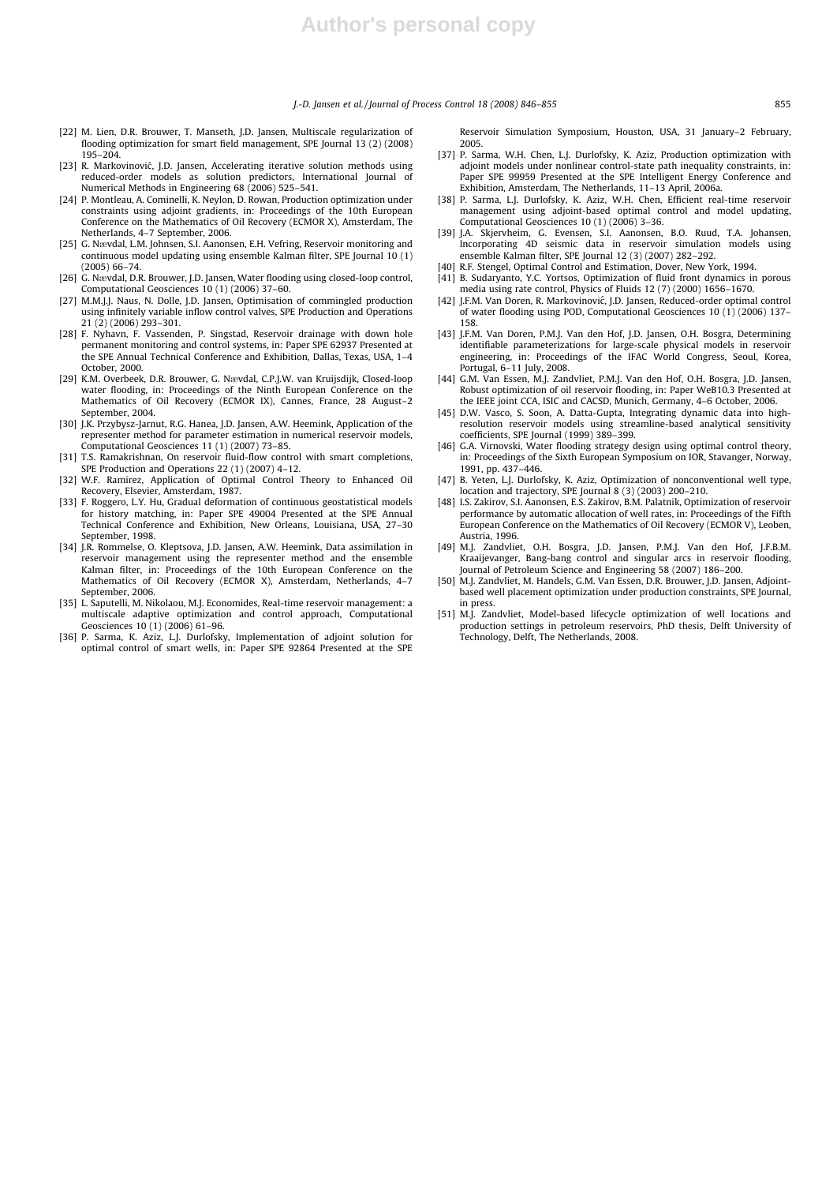[22] M. Lien, D.R. Brouwer, T. Manseth, J.D. Jansen, Multiscale regularization of flooding optimization for smart field management, SPE Journal 13 (2) (2008) 195–204.

[23] R. Markovinović, J.D. Jansen, Accelerating iterative solution methods using reduced-order models as solution predictors, International Journal of Numerical Methods in Engineering 68 (2006) 525–541.

[24] P. Montleau, A. Cominelli, K. Neylon, D. Rowan, Production optimization under constraints using adjoint gradients, in: Proceedings of the 10th European Conference on the Mathematics of Oil Recovery (ECMOR X), Amsterdam, The Netherlands, 4–7 September, 2006.

[25] G. Nævdal, L.M. Johnsen, S.I. Aanonsen, E.H. Vefring, Reservoir monitoring and continuous model updating using ensemble Kalman filter, SPE Journal 10 (1) (2005) 66–74.

[26] G. Nævdal, D.R. Brouwer, J.D. Jansen, Water flooding using closed-loop control, Computational Geosciences 10 (1) (2006) 37–60.

[27] M.M.J.J. Naus, N. Dolle, J.D. Jansen, Optimisation of commingled production using infinitely variable inflow control valves, SPE Production and Operations 21 (2) (2006) 293–301.

[28] F. Nyhavn, F. Vassenden, P. Singstad, Reservoir drainage with down hole permanent monitoring and control systems, in: Paper SPE 62937 Presented at the SPE Annual Technical Conference and Exhibition, Dallas, Texas, USA, 1–4 October, 2000.

[29] K.M. Overbeek, D.R. Brouwer, G. Nævdal, C.P.J.W. van Kruijsdijk, Closed-loop water flooding, in: Proceedings of the Ninth European Conference on the Mathematics of Oil Recovery (ECMOR IX), Cannes, France, 28 August–2 September, 2004.

[30] J.K. Przybysz-Jarnut, R.G. Hanea, J.D. Jansen, A.W. Heemink, Application of the representer method for parameter estimation in numerical reservoir models, Computational Geosciences 11 (1) (2007) 73–85.

[31] T.S. Ramakrishnan, On reservoir fluid-flow control with smart completions, SPE Production and Operations 22 (1) (2007) 4–12.

[32] W.F. Ramirez, Application of Optimal Control Theory to Enhanced Oil Recovery, Elsevier, Amsterdam, 1987.

[33] F. Roggero, L.Y. Hu, Gradual deformation of continuous geostatistical models for history matching, in: Paper SPE 49004 Presented at the SPE Annual Technical Conference and Exhibition, New Orleans, Louisiana, USA, 27–30 September, 1998.

[34] J.R. Rommelse, O. Kleptsova, J.D. Jansen, A.W. Heemink, Data assimilation in reservoir management using the representer method and the ensemble Kalman filter, in: Proceedings of the 10th European Conference on the Mathematics of Oil Recovery (ECMOR X), Amsterdam, Netherlands, 4–7 September, 2006.

[35] L. Saputelli, M. Nikolaou, M.J. Economides, Real-time reservoir management: a multiscale adaptive optimization and control approach, Computational Geosciences 10 (1) (2006) 61–96.

[36] P. Sarma, K. Aziz, L.J. Durlofsky, Implementation of adjoint solution for optimal control of smart wells, in: Paper SPE 92864 Presented at the SPE Reservoir Simulation Symposium, Houston, USA, 31 January–2 February, 2005.

[37] P. Sarma, W.H. Chen, L.J. Durlofsky, K. Aziz, Production optimization with adjoint models under nonlinear control-state path inequality constraints, in: Paper SPE 99959 Presented at the SPE Intelligent Energy Conference and Exhibition, Amsterdam, The Netherlands, 11–13 April, 2006a.

[38] P. Sarma, L.J. Durlofsky, K. Aziz, W.H. Chen, Efficient real-time reservoir management using adjoint-based optimal control and model updating, Computational Geosciences 10 (1) (2006) 3–36.

[39] J.A. Skjervheim, G. Evensen, S.I. Aanonsen, B.O. Ruud, T.A. Johansen, Incorporating 4D seismic data in reservoir simulation models using ensemble Kalman filter, SPE Journal 12 (3) (2007) 282–292.

[40] R.F. Stengel, Optimal Control and Estimation, Dover, New York, 1994.

[41] B. Sudaryanto, Y.C. Yortsos, Optimization of fluid front dynamics in porous media using rate control, Physics of Fluids 12 (7) (2000) 1656–1670.

[42] J.F.M. Van Doren, R. Markovinović, J.D. Jansen, Reduced-order optimal control of water flooding using POD, Computational Geosciences 10 (1) (2006) 137–158.

[43] J.F.M. Van Doren, P.M.J. Van den Hof, J.D. Jansen, O.H. Bosgra, Determining identifiable parameterizations for large-scale physical models in reservoir engineering, in: Proceedings of the IFAC World Congress, Seoul, Korea, Portugal, 6–11 July, 2008.

[44] G.M. Van Essen, M.J. Zandvliet, P.M.J. Van den Hof, O.H. Bosgra, J.D. Jansen, Robust optimization of oil reservoir flooding, in: Paper WeB10.3 Presented at the IEEE joint CCA, ISIC and CACSD, Munich, Germany, 4–6 October, 2006.

[45] D.W. Vasco, S. Soon, A. Datta-Gupta, Integrating dynamic data into high-resolution reservoir models using streamline-based analytical sensitivity coefficients, SPE Journal (1999) 389–399.

[46] G.A. Virnovski, Water flooding strategy design using optimal control theory, in: Proceedings of the Sixth European Symposium on IOR, Stavanger, Norway, 1991, pp. 437–446.

[47] B. Yeten, L.J. Durlofsky, K. Aziz, Optimization of nonconventional well type, location and trajectory, SPE Journal 8 (3) (2003) 200–210.

[48] I.S. Zakirov, S.I. Aanonsen, E.S. Zakirov, B.M. Palatnik, Optimization of reservoir performance by automatic allocation of well rates, in: Proceedings of the Fifth European Conference on the Mathematics of Oil Recovery (ECMOR V), Leoben, Austria, 1996.

[49] M.J. Zandvliet, O.H. Bosgra, J.D. Jansen, P.M.J. Van den Hof, J.F.B.M. Kraaijevanger, Bang-bang control and singular arcs in reservoir flooding, Journal of Petroleum Science and Engineering 58 (2007) 186–200.

[50] M.J. Zandvliet, M. Handels, G.M. Van Essen, D.R. Brouwer, J.D. Jansen, Adjoint-based well placement optimization under production constraints, SPE Journal, in press.

[51] M.J. Zandvliet, Model-based lifecycle optimization of well locations and production settings in petroleum reservoirs, PhD thesis, Delft University of Technology, Delft, The Netherlands, 2008.